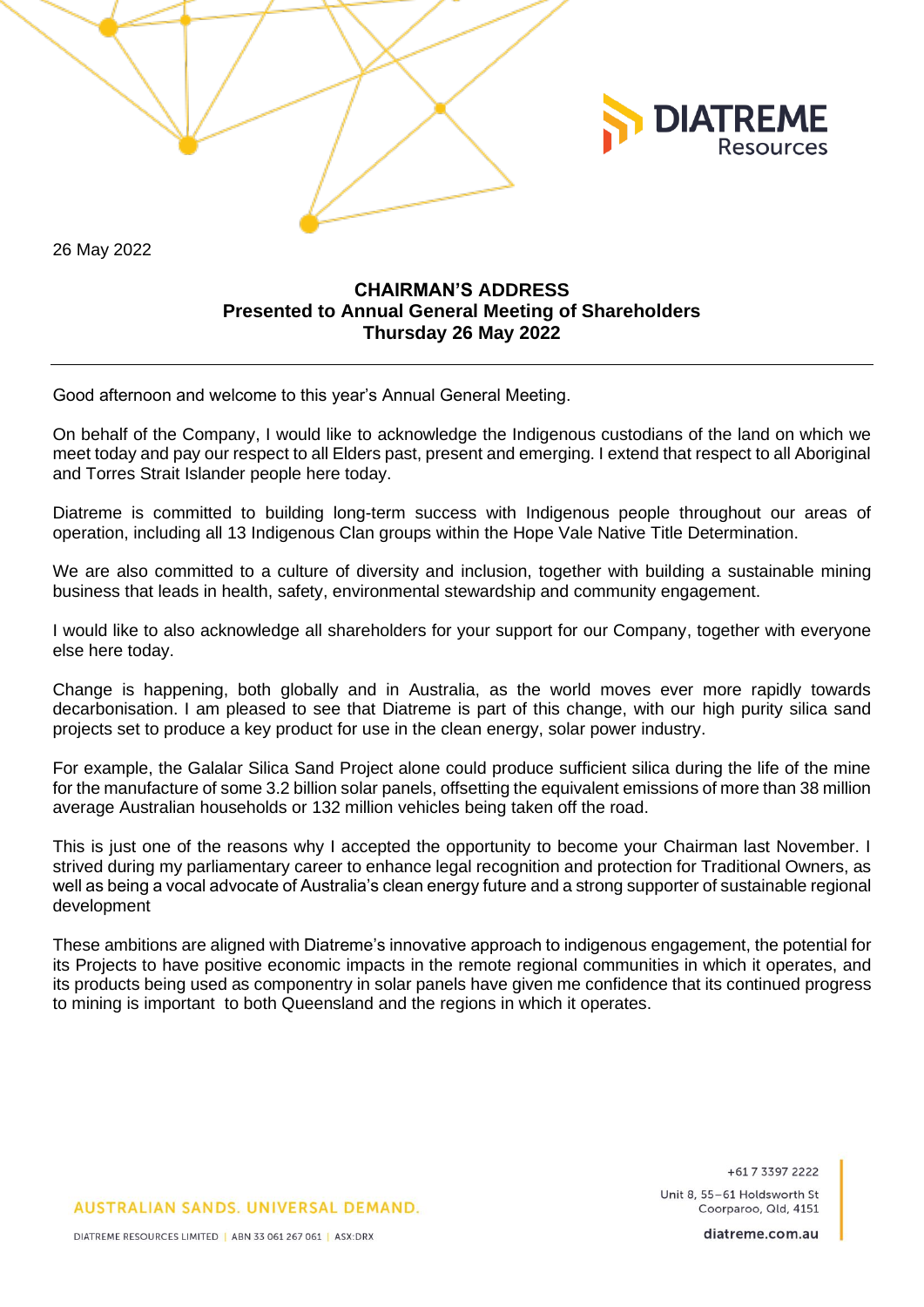26 May 2022

**CHAIRMAN'S ADDRESS**
**Presented to Annual General Meeting of Shareholders**
**Thursday 26 May 2022**

---

Good afternoon and welcome to this year's Annual General Meeting.

On behalf of the Company, I would like to acknowledge the Indigenous custodians of the land on which we meet today and pay our respect to all Elders past, present and emerging. I extend that respect to all Aboriginal and Torres Strait Islander people here today.

Diatreme is committed to building long-term success with Indigenous people throughout our areas of operation, including all 13 Indigenous Clan groups within the Hope Vale Native Title Determination.

We are also committed to a culture of diversity and inclusion, together with building a sustainable mining business that leads in health, safety, environmental stewardship and community engagement.

I would like to also acknowledge all shareholders for your support for our Company, together with everyone else here today.

Change is happening, both globally and in Australia, as the world moves ever more rapidly towards decarbonisation. I am pleased to see that Diatreme is part of this change, with our high purity silica sand projects set to produce a key product for use in the clean energy, solar power industry.

For example, the Galalar Silica Sand Project alone could produce sufficient silica during the life of the mine for the manufacture of some 3.2 billion solar panels, offsetting the equivalent emissions of more than 38 million average Australian households or 132 million vehicles being taken off the road.

This is just one of the reasons why I accepted the opportunity to become your Chairman last November. I strived during my parliamentary career to enhance legal recognition and protection for Traditional Owners, as well as being a vocal advocate of Australia's clean energy future and a strong supporter of sustainable regional development

These ambitions are aligned with Diatreme's innovative approach to indigenous engagement, the potential for its Projects to have positive economic impacts in the remote regional communities in which it operates, and its products being used as componentry in solar panels have given me confidence that its continued progress to mining is important to both Queensland and the regions in which it operates.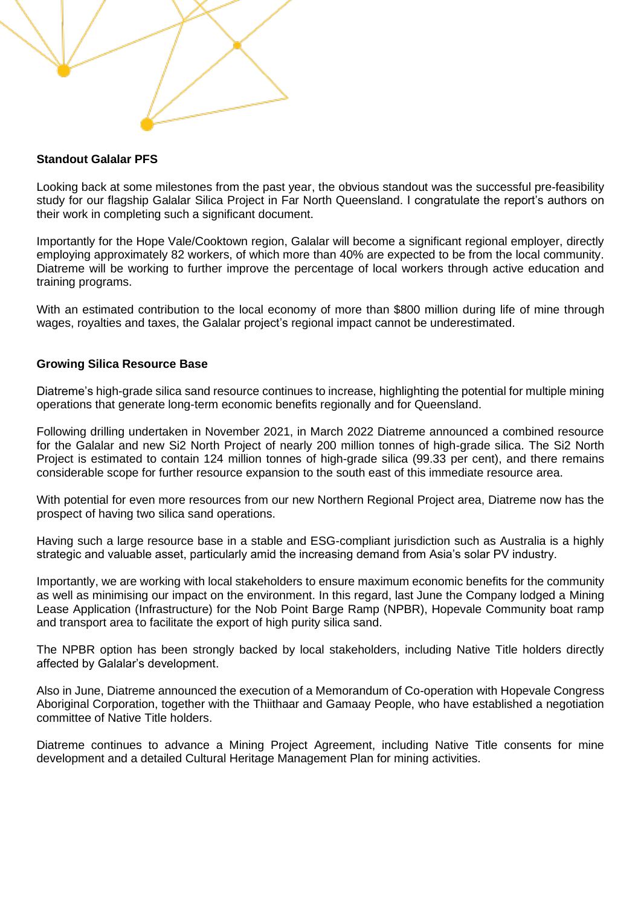**Standout Galalar PFS**

Looking back at some milestones from the past year, the obvious standout was the successful pre-feasibility study for our flagship Galalar Silica Project in Far North Queensland. I congratulate the report's authors on their work in completing such a significant document.

Importantly for the Hope Vale/Cooktown region, Galalar will become a significant regional employer, directly employing approximately 82 workers, of which more than 40% are expected to be from the local community. Diatreme will be working to further improve the percentage of local workers through active education and training programs.

With an estimated contribution to the local economy of more than $800 million during life of mine through wages, royalties and taxes, the Galalar project's regional impact cannot be underestimated.

**Growing Silica Resource Base**

Diatreme's high-grade silica sand resource continues to increase, highlighting the potential for multiple mining operations that generate long-term economic benefits regionally and for Queensland.

Following drilling undertaken in November 2021, in March 2022 Diatreme announced a combined resource for the Galalar and new Si2 North Project of nearly 200 million tonnes of high-grade silica. The Si2 North Project is estimated to contain 124 million tonnes of high-grade silica (99.33 per cent), and there remains considerable scope for further resource expansion to the south east of this immediate resource area.

With potential for even more resources from our new Northern Regional Project area, Diatreme now has the prospect of having two silica sand operations.

Having such a large resource base in a stable and ESG-compliant jurisdiction such as Australia is a highly strategic and valuable asset, particularly amid the increasing demand from Asia's solar PV industry.

Importantly, we are working with local stakeholders to ensure maximum economic benefits for the community as well as minimising our impact on the environment. In this regard, last June the Company lodged a Mining Lease Application (Infrastructure) for the Nob Point Barge Ramp (NPBR), Hopevale Community boat ramp and transport area to facilitate the export of high purity silica sand.

The NPBR option has been strongly backed by local stakeholders, including Native Title holders directly affected by Galalar's development.

Also in June, Diatreme announced the execution of a Memorandum of Co-operation with Hopevale Congress Aboriginal Corporation, together with the Thiithaar and Gamaay People, who have established a negotiation committee of Native Title holders.

Diatreme continues to advance a Mining Project Agreement, including Native Title consents for mine development and a detailed Cultural Heritage Management Plan for mining activities.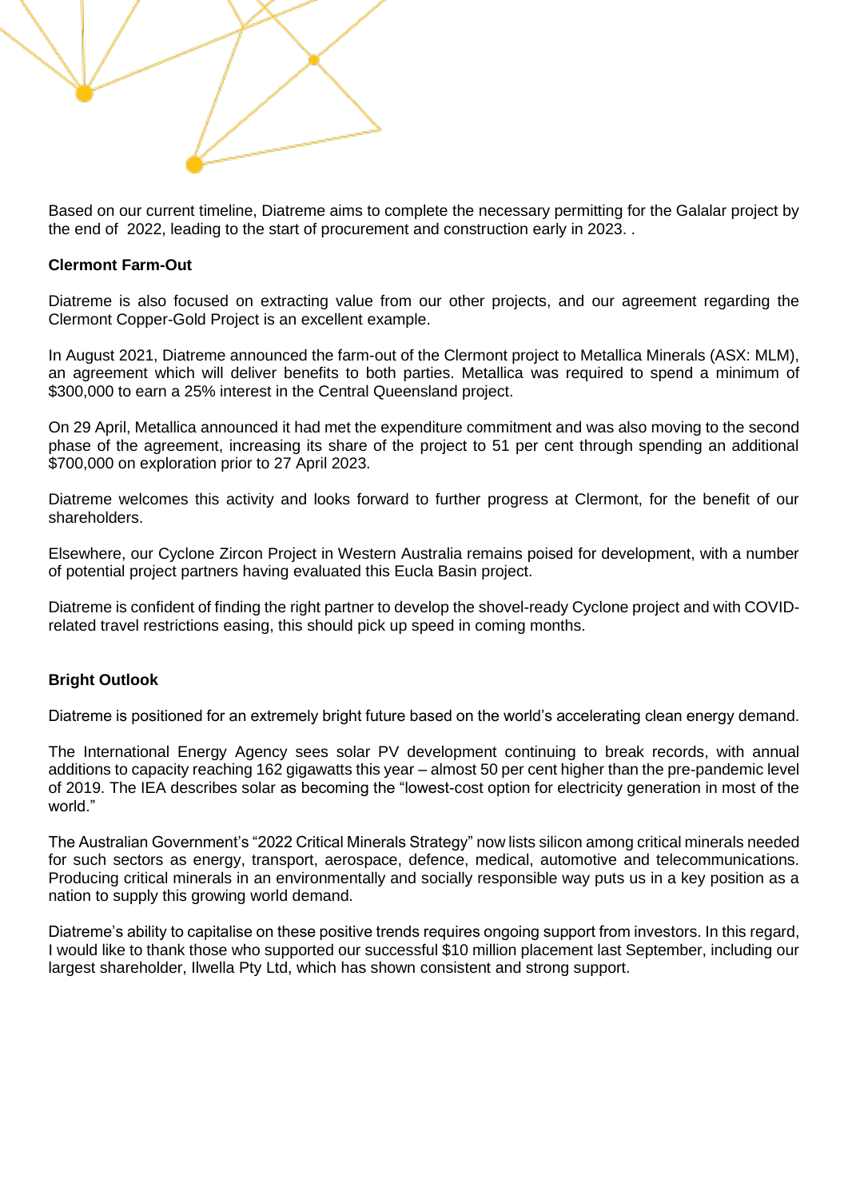Based on our current timeline, Diatreme aims to complete the necessary permitting for the Galalar project by the end of 2022, leading to the start of procurement and construction early in 2023. .

**Clermont Farm-Out**

Diatreme is also focused on extracting value from our other projects, and our agreement regarding the Clermont Copper-Gold Project is an excellent example.

In August 2021, Diatreme announced the farm-out of the Clermont project to Metallica Minerals (ASX: MLM), an agreement which will deliver benefits to both parties. Metallica was required to spend a minimum of $300,000 to earn a 25% interest in the Central Queensland project.

On 29 April, Metallica announced it had met the expenditure commitment and was also moving to the second phase of the agreement, increasing its share of the project to 51 per cent through spending an additional $700,000 on exploration prior to 27 April 2023.

Diatreme welcomes this activity and looks forward to further progress at Clermont, for the benefit of our shareholders.

Elsewhere, our Cyclone Zircon Project in Western Australia remains poised for development, with a number of potential project partners having evaluated this Eucla Basin project.

Diatreme is confident of finding the right partner to develop the shovel-ready Cyclone project and with COVID-related travel restrictions easing, this should pick up speed in coming months.

**Bright Outlook**

Diatreme is positioned for an extremely bright future based on the world's accelerating clean energy demand.

The International Energy Agency sees solar PV development continuing to break records, with annual additions to capacity reaching 162 gigawatts this year – almost 50 per cent higher than the pre-pandemic level of 2019. The IEA describes solar as becoming the "lowest-cost option for electricity generation in most of the world."

The Australian Government's "2022 Critical Minerals Strategy" now lists silicon among critical minerals needed for such sectors as energy, transport, aerospace, defence, medical, automotive and telecommunications. Producing critical minerals in an environmentally and socially responsible way puts us in a key position as a nation to supply this growing world demand.

Diatreme's ability to capitalise on these positive trends requires ongoing support from investors. In this regard, I would like to thank those who supported our successful $10 million placement last September, including our largest shareholder, Ilwella Pty Ltd, which has shown consistent and strong support.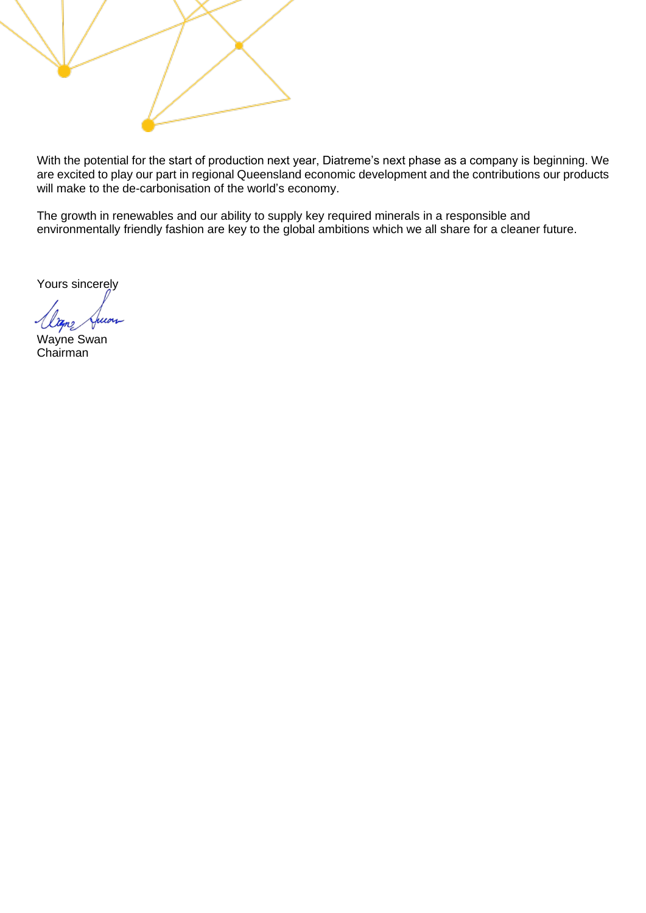With the potential for the start of production next year, Diatreme's next phase as a company is beginning. We are excited to play our part in regional Queensland economic development and the contributions our products will make to the de-carbonisation of the world's economy.

The growth in renewables and our ability to supply key required minerals in a responsible and environmentally friendly fashion are key to the global ambitions which we all share for a cleaner future.

Yours sincerely

Wayne Swan
Chairman